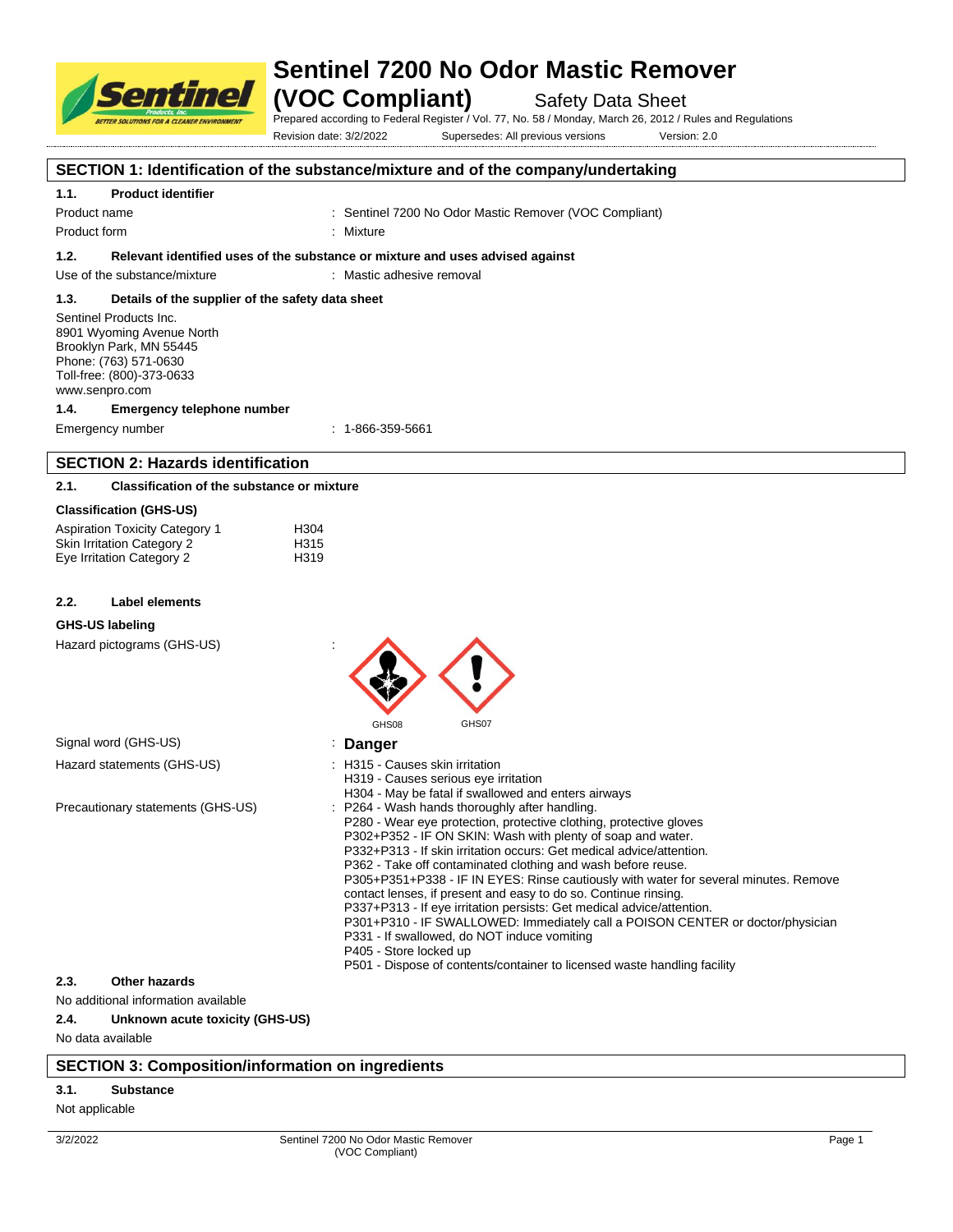# Sentinel 7200 No Odor Mastic Remover (VOC Compliant)

Safety Data Sheet

Prepared according to Federal Register / Vol. 77, No. 58 / Monday, March 26, 2012 / Rules and Regulations

Revision date: 3/2/2022    Supersedes: All previous versions    Version: 2.0

## SECTION 1: Identification of the substance/mixture and of the company/undertaking

### 1.1. Product identifier

Product name : Sentinel 7200 No Odor Mastic Remover (VOC Compliant)

Product form : Mixture

### 1.2. Relevant identified uses of the substance or mixture and uses advised against

Use of the substance/mixture : Mastic adhesive removal

### 1.3. Details of the supplier of the safety data sheet

Sentinel Products Inc.
8901 Wyoming Avenue North
Brooklyn Park, MN 55445
Phone: (763) 571-0630
Toll-free: (800)-373-0633
www.senpro.com

### 1.4. Emergency telephone number

Emergency number : 1-866-359-5661

## SECTION 2: Hazards identification

### 2.1. Classification of the substance or mixture

**Classification (GHS-US)**

| | |
|---|---|
| Aspiration Toxicity Category 1 | H304 |
| Skin Irritation Category 2 | H315 |
| Eye Irritation Category 2 | H319 |

### 2.2. Label elements

**GHS-US labeling**

Hazard pictograms (GHS-US) : GHS08 GHS07

Signal word (GHS-US) : **Danger**

Hazard statements (GHS-US) : H315 - Causes skin irritation
H319 - Causes serious eye irritation
H304 - May be fatal if swallowed and enters airways

Precautionary statements (GHS-US) : P264 - Wash hands thoroughly after handling.
P280 - Wear eye protection, protective clothing, protective gloves
P302+P352 - IF ON SKIN: Wash with plenty of soap and water.
P332+P313 - If skin irritation occurs: Get medical advice/attention.
P362 - Take off contaminated clothing and wash before reuse.
P305+P351+P338 - IF IN EYES: Rinse cautiously with water for several minutes. Remove contact lenses, if present and easy to do so. Continue rinsing.
P337+P313 - If eye irritation persists: Get medical advice/attention.
P301+P310 - IF SWALLOWED: Immediately call a POISON CENTER or doctor/physician
P331 - If swallowed, do NOT induce vomiting
P405 - Store locked up
P501 - Dispose of contents/container to licensed waste handling facility

### 2.3. Other hazards

No additional information available

### 2.4. Unknown acute toxicity (GHS-US)

No data available

## SECTION 3: Composition/information on ingredients

### 3.1. Substance

Not applicable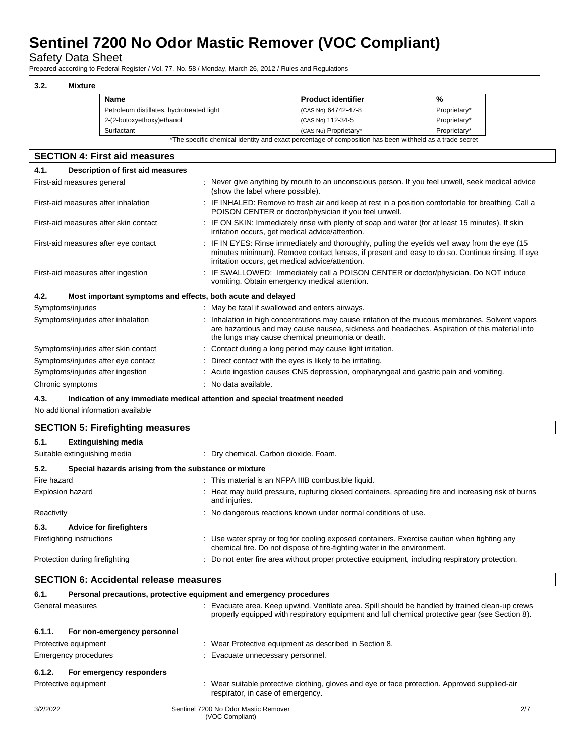### 3.2. Mixture

| Name | Product identifier | % |
|---|---|---|
| Petroleum distillates, hydrotreated light | (CAS No) 64742-47-8 | Proprietary* |
| 2-(2-butoxyethoxy)ethanol | (CAS No) 112-34-5 | Proprietary* |
| Surfactant | (CAS No) Proprietary* | Proprietary* |

*The specific chemical identity and exact percentage of composition has been withheld as a trade secret

## SECTION 4: First aid measures

### 4.1. Description of first aid measures

First-aid measures general : Never give anything by mouth to an unconscious person. If you feel unwell, seek medical advice (show the label where possible).

First-aid measures after inhalation : IF INHALED: Remove to fresh air and keep at rest in a position comfortable for breathing. Call a POISON CENTER or doctor/physician if you feel unwell.

First-aid measures after skin contact : IF ON SKIN: Immediately rinse with plenty of soap and water (for at least 15 minutes). If skin irritation occurs, get medical advice/attention.

First-aid measures after eye contact : IF IN EYES: Rinse immediately and thoroughly, pulling the eyelids well away from the eye (15 minutes minimum). Remove contact lenses, if present and easy to do so. Continue rinsing. If eye irritation occurs, get medical advice/attention.

First-aid measures after ingestion : IF SWALLOWED: Immediately call a POISON CENTER or doctor/physician. Do NOT induce vomiting. Obtain emergency medical attention.

### 4.2. Most important symptoms and effects, both acute and delayed

Symptoms/injuries : May be fatal if swallowed and enters airways.

Symptoms/injuries after inhalation : Inhalation in high concentrations may cause irritation of the mucous membranes. Solvent vapors are hazardous and may cause nausea, sickness and headaches. Aspiration of this material into the lungs may cause chemical pneumonia or death.

Symptoms/injuries after skin contact : Contact during a long period may cause light irritation.

Symptoms/injuries after eye contact : Direct contact with the eyes is likely to be irritating.

Symptoms/injuries after ingestion : Acute ingestion causes CNS depression, oropharyngeal and gastric pain and vomiting.

Chronic symptoms : No data available.

### 4.3. Indication of any immediate medical attention and special treatment needed

No additional information available

## SECTION 5: Firefighting measures

### 5.1. Extinguishing media

Suitable extinguishing media : Dry chemical. Carbon dioxide. Foam.

### 5.2. Special hazards arising from the substance or mixture

Fire hazard : This material is an NFPA IIIB combustible liquid.

Explosion hazard : Heat may build pressure, rupturing closed containers, spreading fire and increasing risk of burns and injuries.

Reactivity : No dangerous reactions known under normal conditions of use.

### 5.3. Advice for firefighters

Firefighting instructions : Use water spray or fog for cooling exposed containers. Exercise caution when fighting any chemical fire. Do not dispose of fire-fighting water in the environment.

Protection during firefighting : Do not enter fire area without proper protective equipment, including respiratory protection.

## SECTION 6: Accidental release measures

### 6.1. Personal precautions, protective equipment and emergency procedures

General measures : Evacuate area. Keep upwind. Ventilate area. Spill should be handled by trained clean-up crews properly equipped with respiratory equipment and full chemical protective gear (see Section 8).

#### 6.1.1. For non-emergency personnel

Protective equipment : Wear Protective equipment as described in Section 8.

Emergency procedures : Evacuate unnecessary personnel.

#### 6.1.2. For emergency responders

Protective equipment : Wear suitable protective clothing, gloves and eye or face protection. Approved supplied-air respirator, in case of emergency.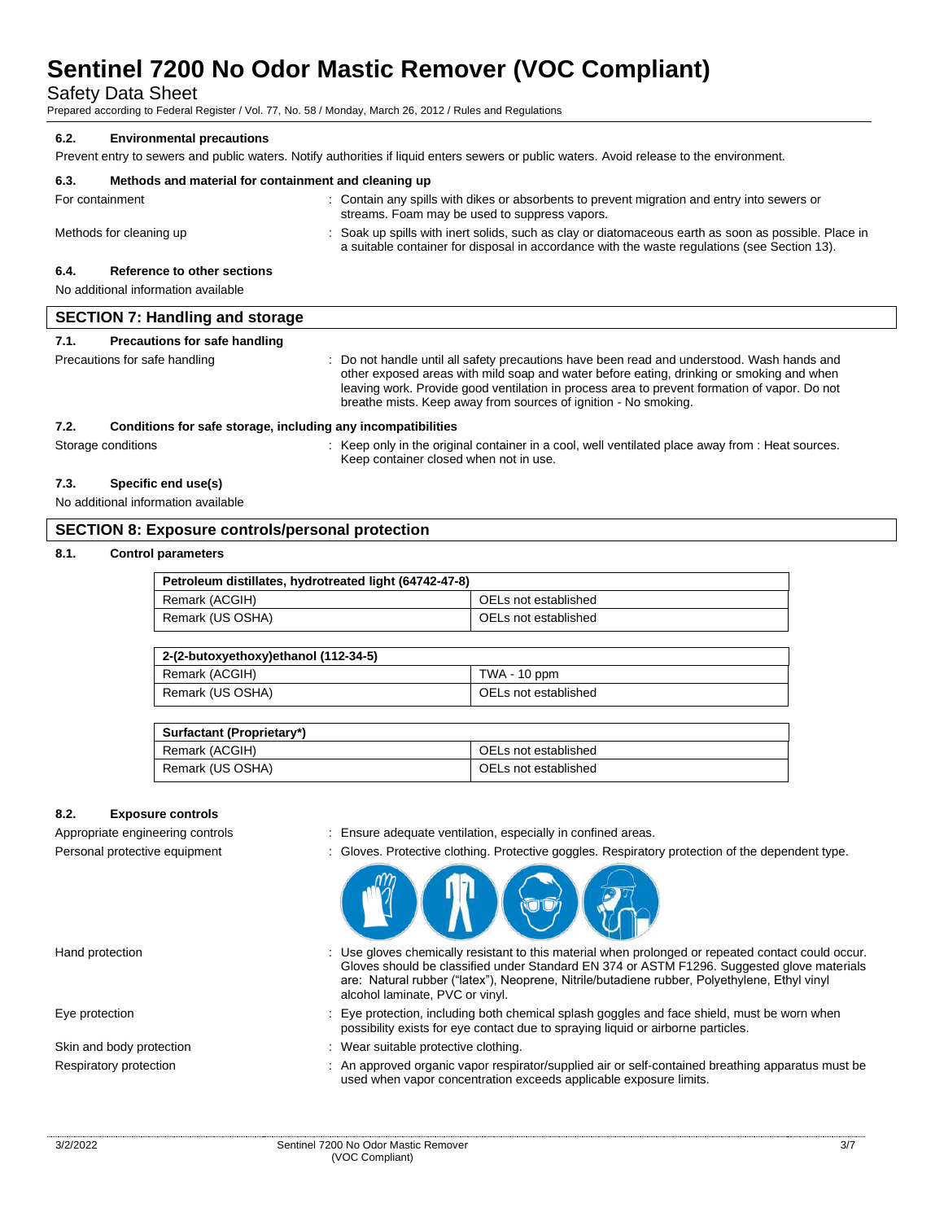### 6.2. Environmental precautions

Prevent entry to sewers and public waters. Notify authorities if liquid enters sewers or public waters. Avoid release to the environment.

### 6.3. Methods and material for containment and cleaning up

For containment : Contain any spills with dikes or absorbents to prevent migration and entry into sewers or streams. Foam may be used to suppress vapors.

Methods for cleaning up : Soak up spills with inert solids, such as clay or diatomaceous earth as soon as possible. Place in a suitable container for disposal in accordance with the waste regulations (see Section 13).

### 6.4. Reference to other sections

No additional information available

## SECTION 7: Handling and storage

### 7.1. Precautions for safe handling

Precautions for safe handling : Do not handle until all safety precautions have been read and understood. Wash hands and other exposed areas with mild soap and water before eating, drinking or smoking and when leaving work. Provide good ventilation in process area to prevent formation of vapor. Do not breathe mists. Keep away from sources of ignition - No smoking.

### 7.2. Conditions for safe storage, including any incompatibilities

Storage conditions : Keep only in the original container in a cool, well ventilated place away from : Heat sources. Keep container closed when not in use.

### 7.3. Specific end use(s)

No additional information available

## SECTION 8: Exposure controls/personal protection

### 8.1. Control parameters

| Petroleum distillates, hydrotreated light (64742-47-8) | |
|---|---|
| Remark (ACGIH) | OELs not established |
| Remark (US OSHA) | OELs not established |

| 2-(2-butoxyethoxy)ethanol (112-34-5) | |
|---|---|
| Remark (ACGIH) | TWA - 10 ppm |
| Remark (US OSHA) | OELs not established |

| Surfactant (Proprietary*) | |
|---|---|
| Remark (ACGIH) | OELs not established |
| Remark (US OSHA) | OELs not established |

### 8.2. Exposure controls

Appropriate engineering controls : Ensure adequate ventilation, especially in confined areas.

Personal protective equipment : Gloves. Protective clothing. Protective goggles. Respiratory protection of the dependent type.

Hand protection : Use gloves chemically resistant to this material when prolonged or repeated contact could occur. Gloves should be classified under Standard EN 374 or ASTM F1296. Suggested glove materials are: Natural rubber ("latex"), Neoprene, Nitrile/butadiene rubber, Polyethylene, Ethyl vinyl alcohol laminate, PVC or vinyl.

Eye protection : Eye protection, including both chemical splash goggles and face shield, must be worn when possibility exists for eye contact due to spraying liquid or airborne particles.

Skin and body protection : Wear suitable protective clothing.

Respiratory protection : An approved organic vapor respirator/supplied air or self-contained breathing apparatus must be used when vapor concentration exceeds applicable exposure limits.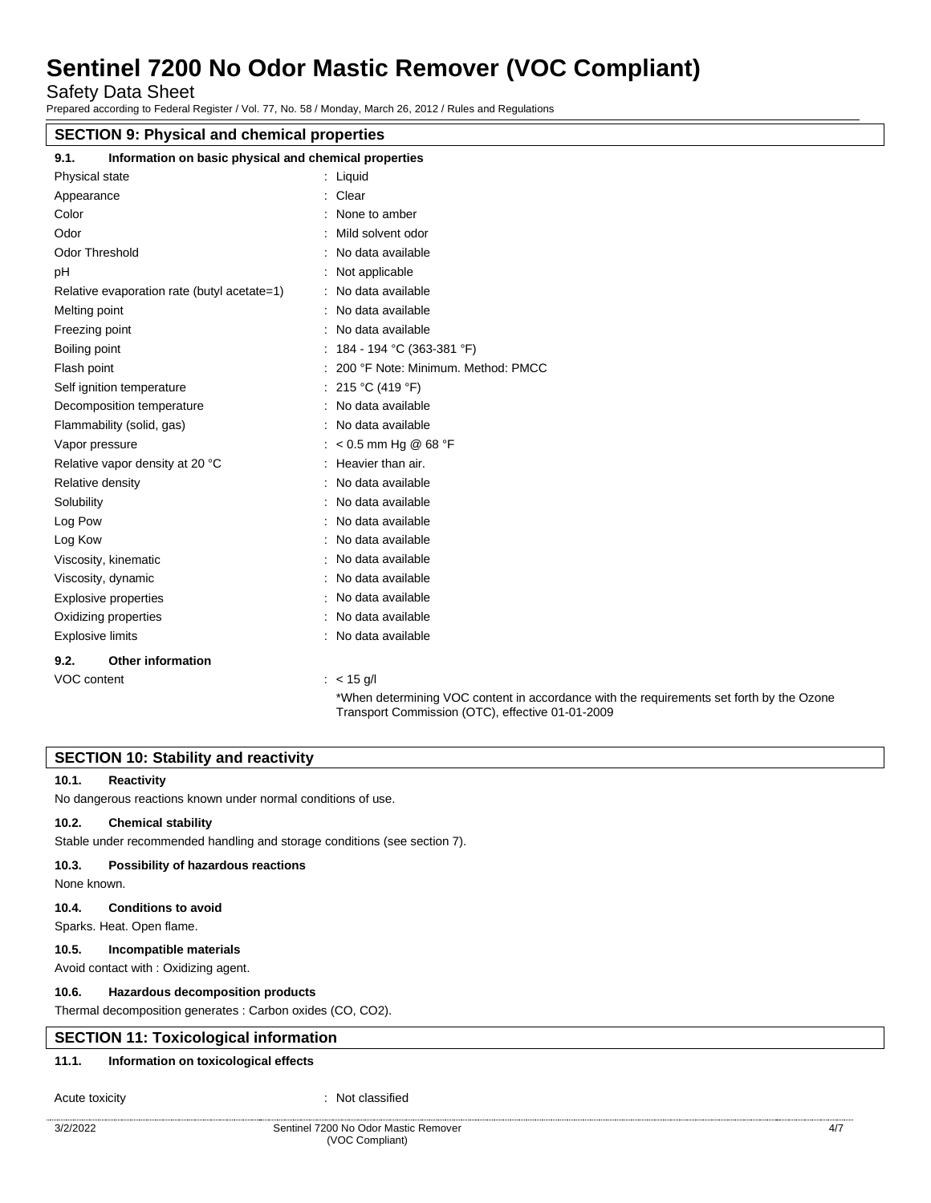## SECTION 9: Physical and chemical properties

### 9.1. Information on basic physical and chemical properties

| Property | Value |
|---|---|
| Physical state | : Liquid |
| Appearance | : Clear |
| Color | : None to amber |
| Odor | : Mild solvent odor |
| Odor Threshold | : No data available |
| pH | : Not applicable |
| Relative evaporation rate (butyl acetate=1) | : No data available |
| Melting point | : No data available |
| Freezing point | : No data available |
| Boiling point | : 184 - 194 °C (363-381 °F) |
| Flash point | : 200 °F Note: Minimum. Method: PMCC |
| Self ignition temperature | : 215 °C (419 °F) |
| Decomposition temperature | : No data available |
| Flammability (solid, gas) | : No data available |
| Vapor pressure | : < 0.5 mm Hg @ 68 °F |
| Relative vapor density at 20 °C | : Heavier than air. |
| Relative density | : No data available |
| Solubility | : No data available |
| Log Pow | : No data available |
| Log Kow | : No data available |
| Viscosity, kinematic | : No data available |
| Viscosity, dynamic | : No data available |
| Explosive properties | : No data available |
| Oxidizing properties | : No data available |
| Explosive limits | : No data available |

### 9.2. Other information

| Property | Value |
|---|---|
| VOC content | : < 15 g/l<br>*When determining VOC content in accordance with the requirements set forth by the Ozone Transport Commission (OTC), effective 01-01-2009 |

## SECTION 10: Stability and reactivity

### 10.1. Reactivity

No dangerous reactions known under normal conditions of use.

### 10.2. Chemical stability

Stable under recommended handling and storage conditions (see section 7).

### 10.3. Possibility of hazardous reactions

None known.

### 10.4. Conditions to avoid

Sparks. Heat. Open flame.

### 10.5. Incompatible materials

Avoid contact with : Oxidizing agent.

### 10.6. Hazardous decomposition products

Thermal decomposition generates : Carbon oxides (CO, $CO_2$).

## SECTION 11: Toxicological information

### 11.1. Information on toxicological effects

Acute toxicity : Not classified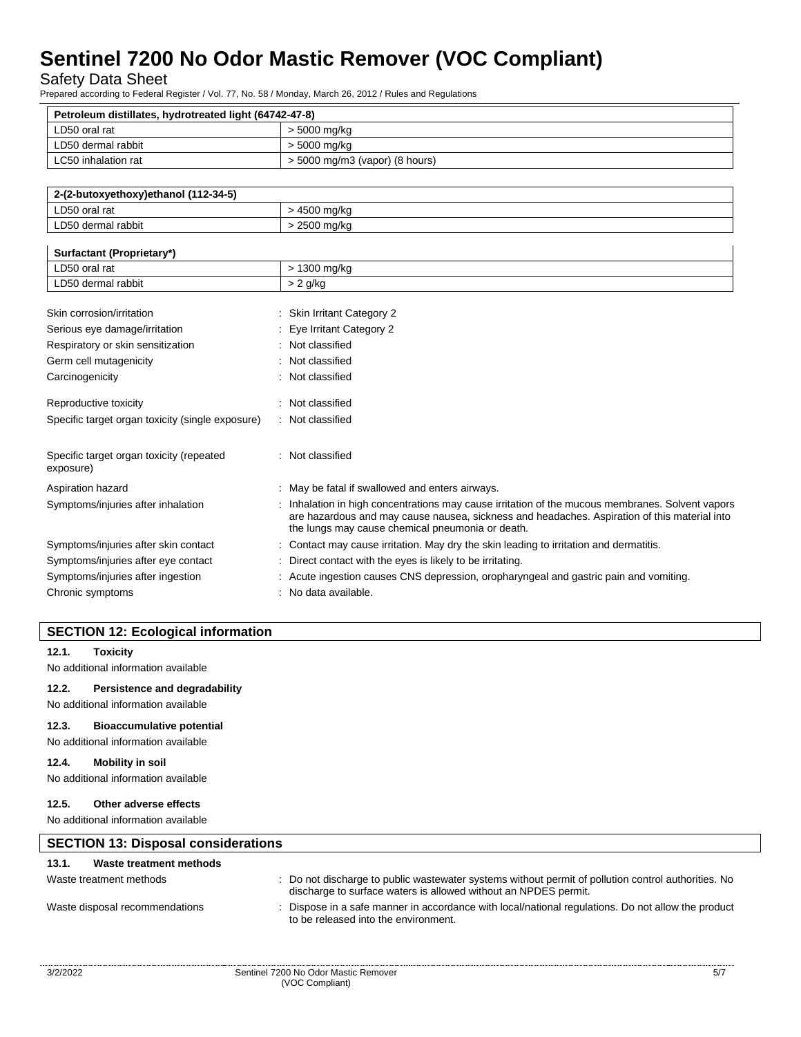| Petroleum distillates, hydrotreated light (64742-47-8) | |
|---|---|
| LD50 oral rat | > 5000 mg/kg |
| LD50 dermal rabbit | > 5000 mg/kg |
| LC50 inhalation rat | > 5000 mg/m3 (vapor) (8 hours) |

| 2-(2-butoxyethoxy)ethanol (112-34-5) | |
|---|---|
| LD50 oral rat | > 4500 mg/kg |
| LD50 dermal rabbit | > 2500 mg/kg |

| Surfactant (Proprietary*) | |
|---|---|
| LD50 oral rat | > 1300 mg/kg |
| LD50 dermal rabbit | > 2 g/kg |

Skin corrosion/irritation : Skin Irritant Category 2

Serious eye damage/irritation : Eye Irritant Category 2

Respiratory or skin sensitization : Not classified

Germ cell mutagenicity : Not classified

Carcinogenicity : Not classified

Reproductive toxicity : Not classified

Specific target organ toxicity (single exposure) : Not classified

Specific target organ toxicity (repeated exposure) : Not classified

Aspiration hazard : May be fatal if swallowed and enters airways.

Symptoms/injuries after inhalation : Inhalation in high concentrations may cause irritation of the mucous membranes. Solvent vapors are hazardous and may cause nausea, sickness and headaches. Aspiration of this material into the lungs may cause chemical pneumonia or death.

Symptoms/injuries after skin contact : Contact may cause irritation. May dry the skin leading to irritation and dermatitis.

Symptoms/injuries after eye contact : Direct contact with the eyes is likely to be irritating.

Symptoms/injuries after ingestion : Acute ingestion causes CNS depression, oropharyngeal and gastric pain and vomiting.

Chronic symptoms : No data available.

## SECTION 12: Ecological information

### 12.1. Toxicity

No additional information available

### 12.2. Persistence and degradability

No additional information available

### 12.3. Bioaccumulative potential

No additional information available

### 12.4. Mobility in soil

No additional information available

### 12.5. Other adverse effects

No additional information available

## SECTION 13: Disposal considerations

### 13.1. Waste treatment methods

Waste treatment methods : Do not discharge to public wastewater systems without permit of pollution control authorities. No discharge to surface waters is allowed without an NPDES permit.

Waste disposal recommendations : Dispose in a safe manner in accordance with local/national regulations. Do not allow the product to be released into the environment.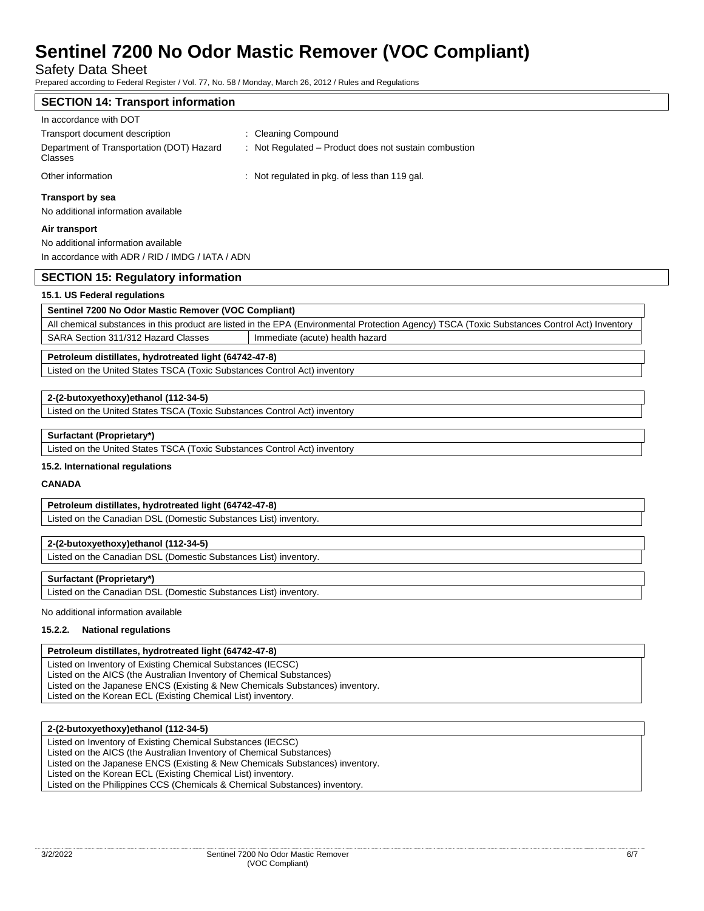## SECTION 14: Transport information

In accordance with DOT

| | |
|---|---|
| Transport document description | : Cleaning Compound |
| Department of Transportation (DOT) Hazard Classes | : Not Regulated – Product does not sustain combustion |
| Other information | : Not regulated in pkg. of less than 119 gal. |

**Transport by sea**

No additional information available

**Air transport**

No additional information available

In accordance with ADR / RID / IMDG / IATA / ADN

## SECTION 15: Regulatory information

### 15.1. US Federal regulations

| **Sentinel 7200 No Odor Mastic Remover (VOC Compliant)** | |
|---|---|
| All chemical substances in this product are listed in the EPA (Environmental Protection Agency) TSCA (Toxic Substances Control Act) Inventory | |
| SARA Section 311/312 Hazard Classes | Immediate (acute) health hazard |

| **Petroleum distillates, hydrotreated light (64742-47-8)** |
|---|
| Listed on the United States TSCA (Toxic Substances Control Act) inventory |

| **2-(2-butoxyethoxy)ethanol (112-34-5)** |
|---|
| Listed on the United States TSCA (Toxic Substances Control Act) inventory |

| **Surfactant (Proprietary*)** |
|---|
| Listed on the United States TSCA (Toxic Substances Control Act) inventory |

### 15.2. International regulations

**CANADA**

| **Petroleum distillates, hydrotreated light (64742-47-8)** |
|---|
| Listed on the Canadian DSL (Domestic Substances List) inventory. |

| **2-(2-butoxyethoxy)ethanol (112-34-5)** |
|---|
| Listed on the Canadian DSL (Domestic Substances List) inventory. |

| **Surfactant (Proprietary*)** |
|---|
| Listed on the Canadian DSL (Domestic Substances List) inventory. |

No additional information available

### 15.2.2. National regulations

| **Petroleum distillates, hydrotreated light (64742-47-8)** |
|---|
| Listed on Inventory of Existing Chemical Substances (IECSC)<br>Listed on the AICS (the Australian Inventory of Chemical Substances)<br>Listed on the Japanese ENCS (Existing & New Chemicals Substances) inventory.<br>Listed on the Korean ECL (Existing Chemical List) inventory. |

| **2-(2-butoxyethoxy)ethanol (112-34-5)** |
|---|
| Listed on Inventory of Existing Chemical Substances (IECSC)<br>Listed on the AICS (the Australian Inventory of Chemical Substances)<br>Listed on the Japanese ENCS (Existing & New Chemicals Substances) inventory.<br>Listed on the Korean ECL (Existing Chemical List) inventory.<br>Listed on the Philippines CCS (Chemicals & Chemical Substances) inventory. |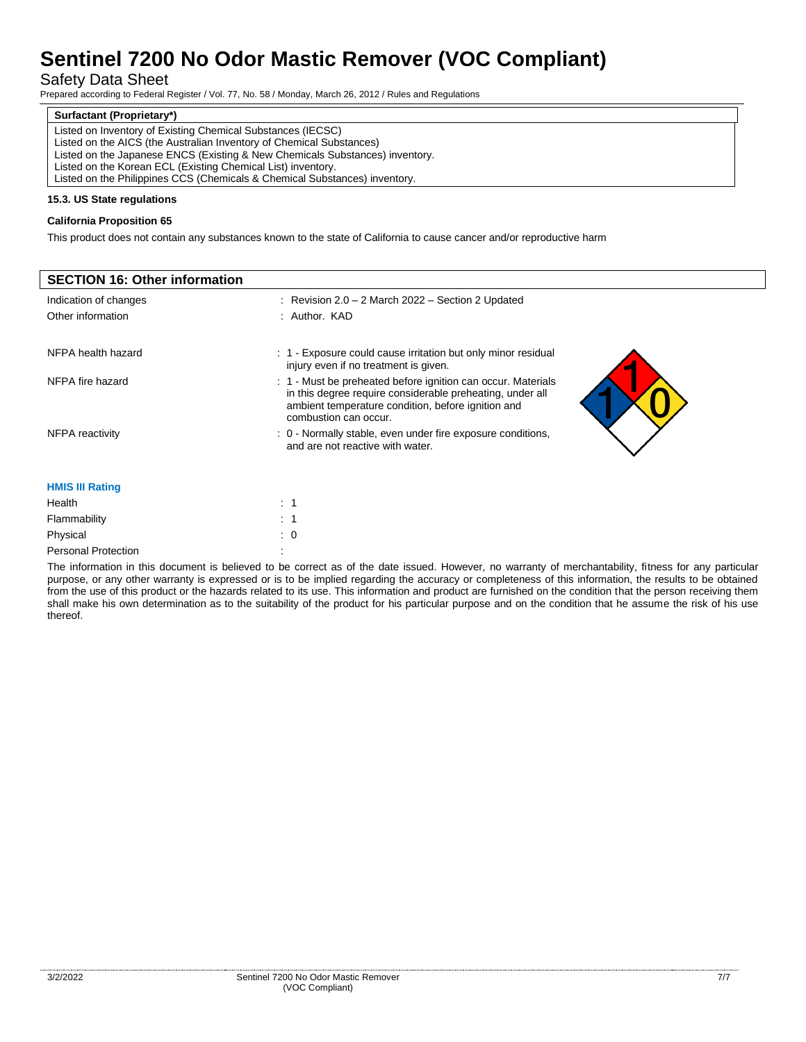| Surfactant (Proprietary*) |
| --- |
| Listed on Inventory of Existing Chemical Substances (IECSC)<br>Listed on the AICS (the Australian Inventory of Chemical Substances)<br>Listed on the Japanese ENCS (Existing & New Chemicals Substances) inventory.<br>Listed on the Korean ECL (Existing Chemical List) inventory.<br>Listed on the Philippines CCS (Chemicals & Chemical Substances) inventory. |

#### 15.3. US State regulations

**California Proposition 65**

This product does not contain any substances known to the state of California to cause cancer and/or reproductive harm

## SECTION 16: Other information

| | |
| --- | --- |
| Indication of changes | : Revision 2.0 – 2 March 2022 – Section 2 Updated |
| Other information | : Author. KAD |
| NFPA health hazard | : 1 - Exposure could cause irritation but only minor residual injury even if no treatment is given. |
| NFPA fire hazard | : 1 - Must be preheated before ignition can occur. Materials in this degree require considerable preheating, under all ambient temperature condition, before ignition and combustion can occur. |
| NFPA reactivity | : 0 - Normally stable, even under fire exposure conditions, and are not reactive with water. |

1
1
0

**HMIS III Rating**

| | |
| --- | --- |
| Health | : 1 |
| Flammability | : 1 |
| Physical | : 0 |
| Personal Protection | : |

The information in this document is believed to be correct as of the date issued. However, no warranty of merchantability, fitness for any particular purpose, or any other warranty is expressed or is to be implied regarding the accuracy or completeness of this information, the results to be obtained from the use of this product or the hazards related to its use. This information and product are furnished on the condition that the person receiving them shall make his own determination as to the suitability of the product for his particular purpose and on the condition that he assume the risk of his use thereof.